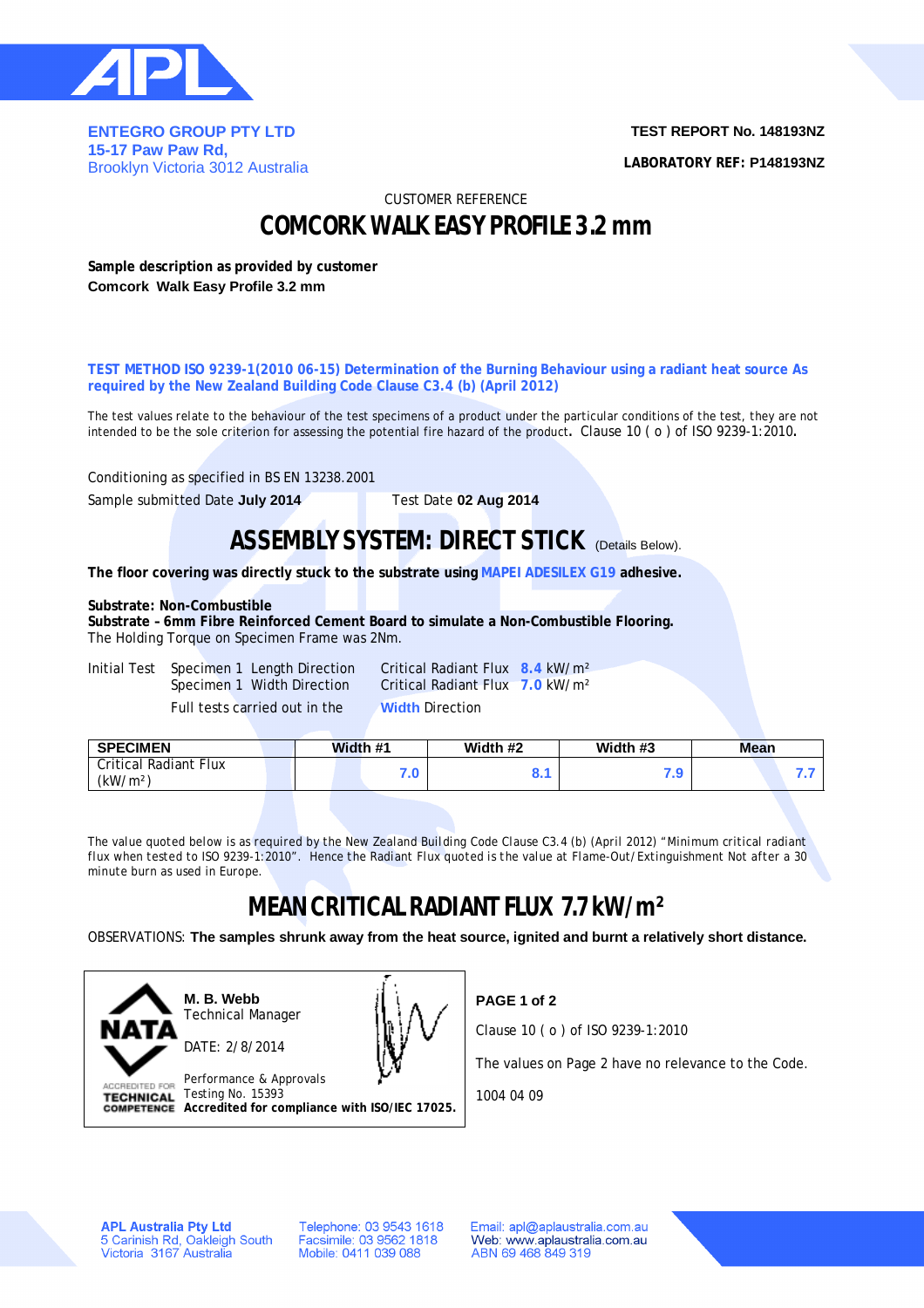**ENTEGRO GROUP PTY LTD**
15-17 Paw Paw Rd,
Brooklyn Victoria 3012 Australia

**TEST REPORT No. 148193NZ**

**LABORATORY REF: P148193NZ**

CUSTOMER REFERENCE

# COMCORK WALK EASY PROFILE 3.2 mm

**Sample description as provided by customer**
**Comcork Walk Easy Profile 3.2 mm**

**TEST METHOD ISO 9239-1(2010 06-15) Determination of the Burning Behaviour using a radiant heat source As required by the New Zealand Building Code Clause C3.4 (b) (April 2012)**

The test values relate to the behaviour of the test specimens of a product under the particular conditions of the test, they are not intended to be the sole criterion for assessing the potential fire hazard of the product. Clause 10 ( o ) of ISO 9239-1:2010.

Conditioning as specified in BS EN 13238.2001

Sample submitted Date **July 2014** Test Date **02 Aug 2014**

## ASSEMBLY SYSTEM: DIRECT STICK (Details Below).

**The floor covering was directly stuck to the substrate using MAPEI ADESILEX G19 adhesive.**

**Substrate: Non-Combustible**
**Substrate – 6mm Fibre Reinforced Cement Board to simulate a Non-Combustible Flooring.**
The Holding Torque on Specimen Frame was 2Nm.

Initial Test Specimen 1 Length Direction Critical Radiant Flux **8.4** kW/m²
Specimen 1 Width Direction Critical Radiant Flux **7.0** kW/m²
Full tests carried out in the **Width** Direction

| SPECIMEN | Width #1 | Width #2 | Width #3 | Mean |
|---|---|---|---|---|
| Critical Radiant Flux (kW/m²) | 7.0 | 8.1 | 7.9 | 7.7 |

The value quoted below is as required by the New Zealand Building Code Clause C3.4 (b) (April 2012) "Minimum critical radiant flux when tested to ISO 9239-1:2010". Hence the Radiant Flux quoted is the value at Flame-Out/Extinguishment Not after a 30 minute burn as used in Europe.

## MEAN CRITICAL RADIANT FLUX 7.7 kW/m²

OBSERVATIONS: **The samples shrunk away from the heat source, ignited and burnt a relatively short distance.**

NATA
ACCREDITED FOR TECHNICAL COMPETENCE

**M. B. Webb**
Technical Manager

DATE: 2/8/2014

Performance & Approvals
Testing No. 15393
**Accredited for compliance with ISO/IEC 17025.**

**PAGE 1 of 2**

Clause 10 ( o ) of ISO 9239-1:2010

The values on Page 2 have no relevance to the Code.

1004 04 09

**APL Australia Pty Ltd**
5 Carinish Rd, Oakleigh South
Victoria 3167 Australia

Telephone: 03 9543 1618
Facsimile: 03 9562 1818
Mobile: 0411 039 088

Email: apl@aplaustralia.com.au
Web: www.aplaustralia.com.au
ABN 69 468 849 319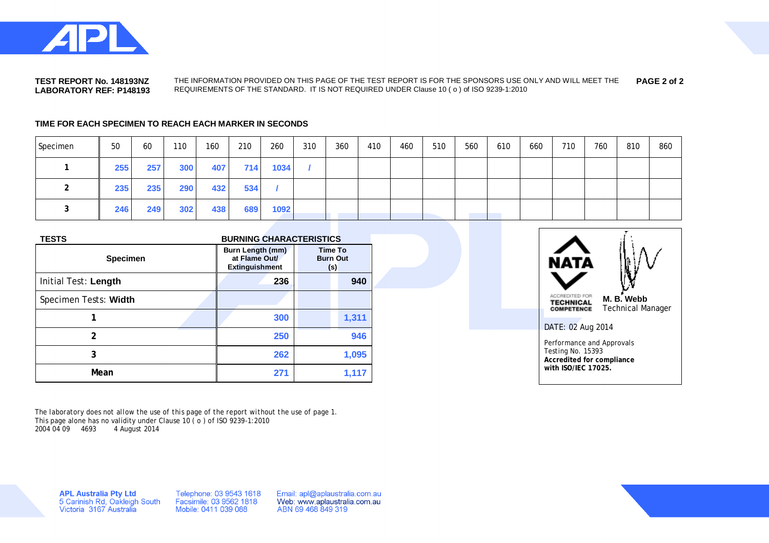**TEST REPORT No. 148193NZ**
**LABORATORY REF: P148193**

THE INFORMATION PROVIDED ON THIS PAGE OF THE TEST REPORT IS FOR THE SPONSORS USE ONLY AND WILL MEET THE REQUIREMENTS OF THE STANDARD. IT IS NOT REQUIRED UNDER Clause 10 ( o ) of ISO 9239-1:2010

## TIME FOR EACH SPECIMEN TO REACH EACH MARKER IN SECONDS

| Specimen | 50 | 60 | 110 | 160 | 210 | 260 | 310 | 360 | 410 | 460 | 510 | 560 | 610 | 660 | 710 | 760 | 810 | 860 |
|---|---|---|---|---|---|---|---|---|---|---|---|---|---|---|---|---|---|---|
| 1 | 255 | 257 | 300 | 407 | 714 | 1034 | / | | | | | | | | | | | |
| 2 | 235 | 235 | 290 | 432 | 534 | / | | | | | | | | | | | | |
| 3 | 246 | 249 | 302 | 438 | 689 | 1092 | | | | | | | | | | | | |

## TESTS — BURNING CHARACTERISTICS

| Specimen | Burn Length (mm) at Flame Out/ Extinguishment | Time To Burn Out (s) |
|---|---|---|
| Initial Test: **Length** | 236 | 940 |
| Specimen Tests: **Width** | | |
| 1 | 300 | 1,311 |
| 2 | 250 | 946 |
| 3 | 262 | 1,095 |
| **Mean** | 271 | 1,117 |

NATA — ACCREDITED FOR TECHNICAL COMPETENCE

**M. B. Webb**
Technical Manager

DATE: 02 Aug 2014

Performance and Approvals Testing No. 15393
**Accredited for compliance with ISO/IEC 17025.**

The laboratory does not allow the use of this page of the report without the use of page 1.
This page alone has no validity under Clause 10 ( o ) of ISO 9239-1:2010
2004 04 09 4693 4 August 2014

**APL Australia Pty Ltd**
5 Carinish Rd, Oakleigh South
Victoria 3167 Australia

Telephone: 03 9543 1618
Facsimile: 03 9562 1818
Mobile: 0411 039 088

Email: apl@aplaustralia.com.au
Web: www.aplaustralia.com.au
ABN 69 468 849 319